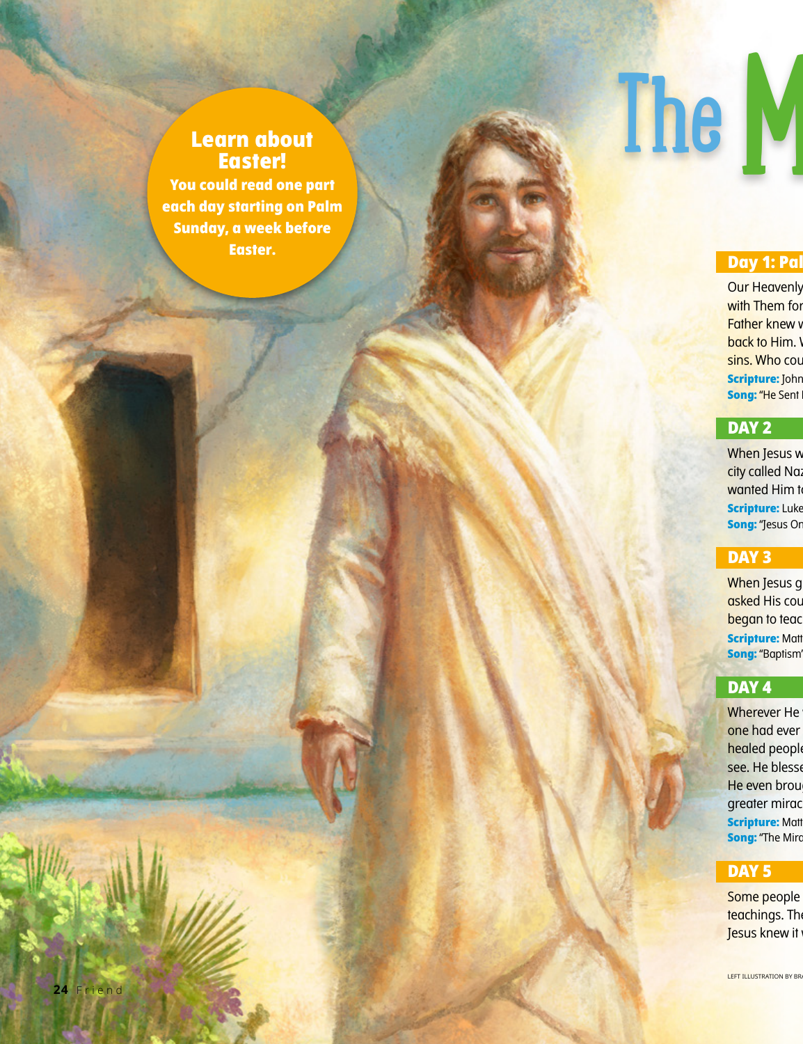Learn about Easter!

You could read one part each day starting on Palm Sunday, a week before Easter.

# The M

## Day 1: Pal

Our Heavenly
with Them for
Father knew w
back to Him. W
sins. Who cou

**Scripture:** John

**Song:** "He Sent

## DAY 2

When Jesus w
city called Naz
wanted Him to

**Scripture:** Luke

**Song:** "Jesus On

## DAY 3

When Jesus g
asked His cou
began to teac

**Scripture:** Matt

**Song:** "Baptism"

## DAY 4

Wherever He
one had ever
healed people
see. He blesse
He even broug
greater mirac

**Scripture:** Matt

**Song:** "The Mira

## DAY 5

Some people
teachings. The
Jesus knew it

LEFT ILLUSTRATION BY BRA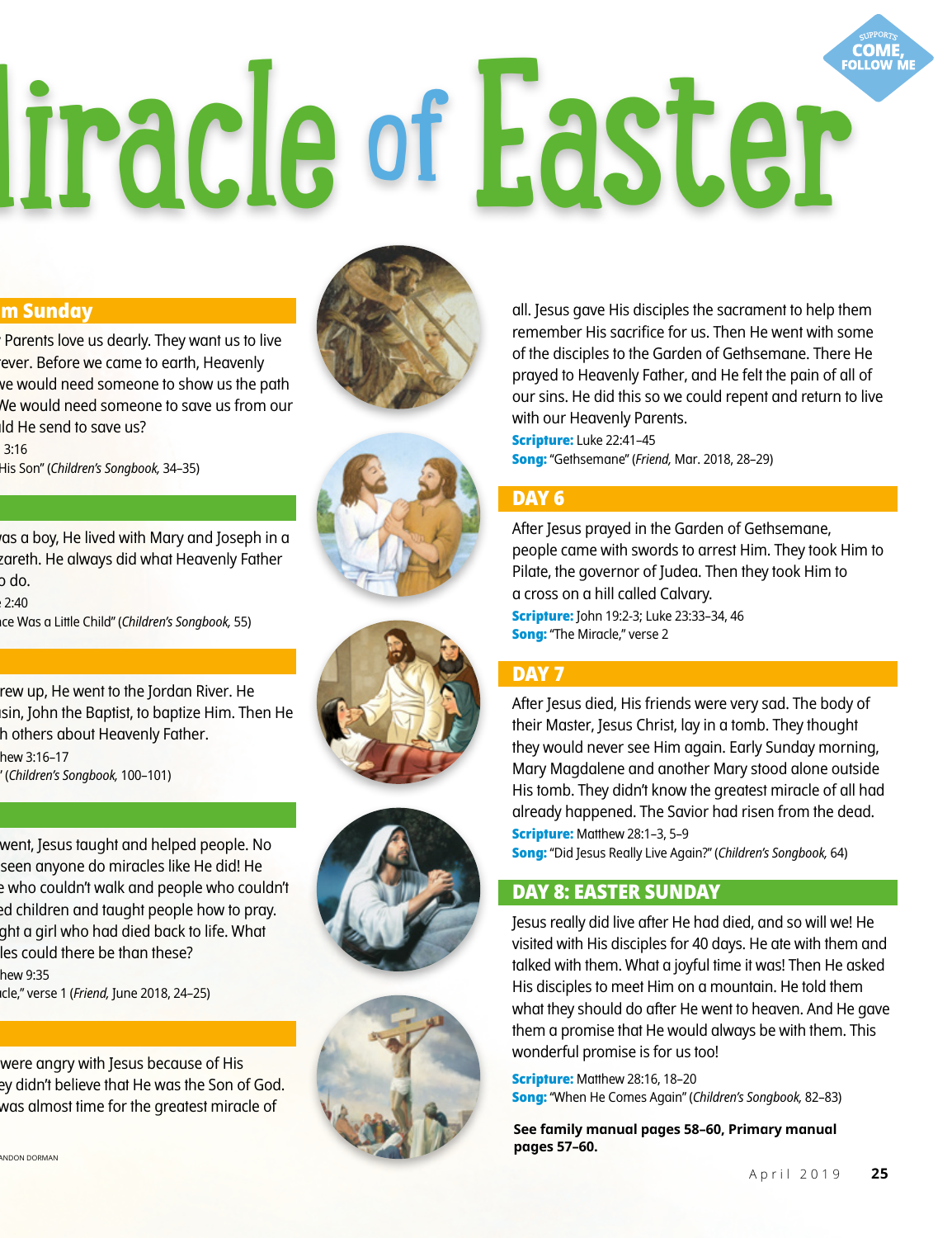# liracle of Easter

SUPPORTS COME, FOLLOW ME

## m Sunday

Parents love us dearly. They want us to live
ever. Before we came to earth, Heavenly
ve would need someone to show us the path
We would need someone to save us from our
ld He send to save us?

3:16

His Son" (*Children's Songbook,* 34–35)

as a boy, He lived with Mary and Joseph in a
zareth. He always did what Heavenly Father
o do.

2:40

ce Was a Little Child" (*Children's Songbook,* 55)

rew up, He went to the Jordan River. He
sin, John the Baptist, to baptize Him. Then He
h others about Heavenly Father.

hew 3:16–17

" (*Children's Songbook,* 100–101)

went, Jesus taught and helped people. No
seen anyone do miracles like He did! He
e who couldn't walk and people who couldn't
ed children and taught people how to pray.
ght a girl who had died back to life. What
les could there be than these?

hew 9:35

cle," verse 1 (*Friend,* June 2018, 24–25)

were angry with Jesus because of His
ey didn't believe that He was the Son of God.
was almost time for the greatest miracle of
all. Jesus gave His disciples the sacrament to help them remember His sacrifice for us. Then He went with some of the disciples to the Garden of Gethsemane. There He prayed to Heavenly Father, and He felt the pain of all of our sins. He did this so we could repent and return to live with our Heavenly Parents.

**Scripture:** Luke 22:41–45

**Song:** "Gethsemane" (*Friend,* Mar. 2018, 28–29)

## DAY 6

After Jesus prayed in the Garden of Gethsemane, people came with swords to arrest Him. They took Him to Pilate, the governor of Judea. Then they took Him to a cross on a hill called Calvary.

**Scripture:** John 19:2-3; Luke 23:33–34, 46

**Song:** "The Miracle," verse 2

## DAY 7

After Jesus died, His friends were very sad. The body of their Master, Jesus Christ, lay in a tomb. They thought they would never see Him again. Early Sunday morning, Mary Magdalene and another Mary stood alone outside His tomb. They didn't know the greatest miracle of all had already happened. The Savior had risen from the dead.

**Scripture:** Matthew 28:1–3, 5–9

**Song:** "Did Jesus Really Live Again?" (*Children's Songbook,* 64)

## DAY 8: EASTER SUNDAY

Jesus really did live after He had died, and so will we! He visited with His disciples for 40 days. He ate with them and talked with them. What a joyful time it was! Then He asked His disciples to meet Him on a mountain. He told them what they should do after He went to heaven. And He gave them a promise that He would always be with them. This wonderful promise is for us too!

**Scripture:** Matthew 28:16, 18–20

**Song:** "When He Comes Again" (*Children's Songbook,* 82–83)

**See family manual pages 58–60, Primary manual pages 57–60.**

ANDON DORMAN